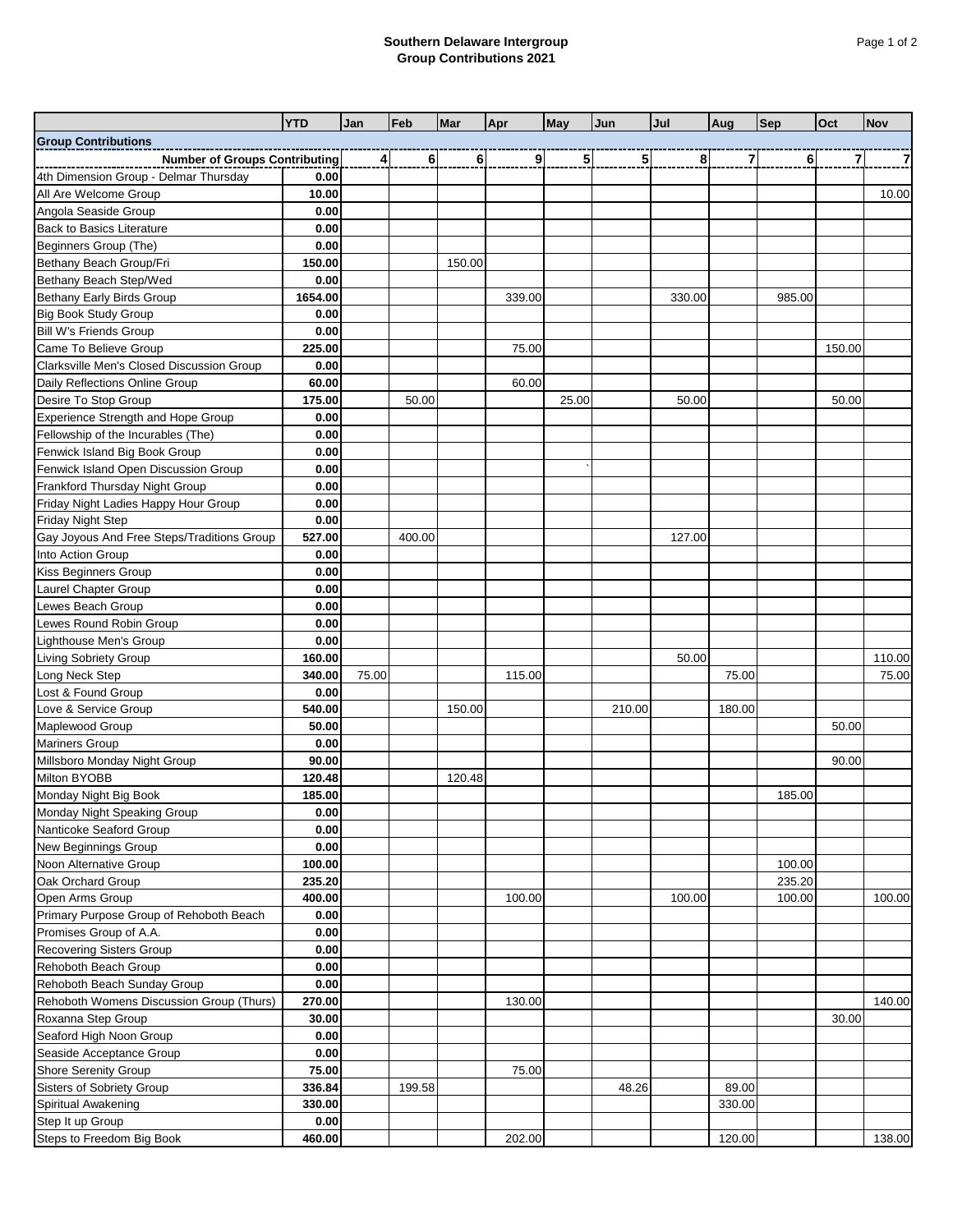**Southern Delaware Intergroup**
**Group Contributions 2021**

| | YTD | Jan | Feb | Mar | Apr | May | Jun | Jul | Aug | Sep | Oct | Nov |
|---|---|---|---|---|---|---|---|---|---|---|---|---|
| **Group Contributions** | | | | | | | | | | | | |
| **Number of Groups Contributing** | | 4 | 6 | 6 | 9 | 5 | 5 | 8 | 7 | 6 | 7 | 7 |
| 4th Dimension Group - Delmar Thursday | 0.00 | | | | | | | | | | | |
| All Are Welcome Group | 10.00 | | | | | | | | | | | 10.00 |
| Angola Seaside Group | 0.00 | | | | | | | | | | | |
| Back to Basics Literature | 0.00 | | | | | | | | | | | |
| Beginners Group (The) | 0.00 | | | | | | | | | | | |
| Bethany Beach Group/Fri | 150.00 | | | 150.00 | | | | | | | | |
| Bethany Beach Step/Wed | 0.00 | | | | | | | | | | | |
| Bethany Early Birds Group | 1654.00 | | | | 339.00 | | | 330.00 | | 985.00 | | |
| Big Book Study Group | 0.00 | | | | | | | | | | | |
| Bill W's Friends Group | 0.00 | | | | | | | | | | | |
| Came To Believe Group | 225.00 | | | | 75.00 | | | | | | 150.00 | |
| Clarksville Men's Closed Discussion Group | 0.00 | | | | | | | | | | | |
| Daily Reflections Online Group | 60.00 | | | | 60.00 | | | | | | | |
| Desire To Stop Group | 175.00 | | 50.00 | | | 25.00 | | 50.00 | | | 50.00 | |
| Experience Strength and Hope Group | 0.00 | | | | | | | | | | | |
| Fellowship of the Incurables (The) | 0.00 | | | | | | | | | | | |
| Fenwick Island Big Book Group | 0.00 | | | | | | | | | | | |
| Fenwick Island Open Discussion Group | 0.00 | | | | | ` | | | | | | |
| Frankford Thursday Night Group | 0.00 | | | | | | | | | | | |
| Friday Night Ladies Happy Hour Group | 0.00 | | | | | | | | | | | |
| Friday Night Step | 0.00 | | | | | | | | | | | |
| Gay Joyous And Free Steps/Traditions Group | 527.00 | | 400.00 | | | | | 127.00 | | | | |
| Into Action Group | 0.00 | | | | | | | | | | | |
| Kiss Beginners Group | 0.00 | | | | | | | | | | | |
| Laurel Chapter Group | 0.00 | | | | | | | | | | | |
| Lewes Beach Group | 0.00 | | | | | | | | | | | |
| Lewes Round Robin Group | 0.00 | | | | | | | | | | | |
| Lighthouse Men's Group | 0.00 | | | | | | | | | | | |
| Living Sobriety Group | 160.00 | | | | | | | 50.00 | | | | 110.00 |
| Long Neck Step | 340.00 | 75.00 | | | 115.00 | | | | 75.00 | | | 75.00 |
| Lost & Found Group | 0.00 | | | | | | | | | | | |
| Love & Service Group | 540.00 | | | 150.00 | | | 210.00 | | 180.00 | | | |
| Maplewood Group | 50.00 | | | | | | | | | | 50.00 | |
| Mariners Group | 0.00 | | | | | | | | | | | |
| Millsboro Monday Night Group | 90.00 | | | | | | | | | | 90.00 | |
| Milton BYOBB | 120.48 | | | 120.48 | | | | | | | | |
| Monday Night Big Book | 185.00 | | | | | | | | | 185.00 | | |
| Monday Night Speaking Group | 0.00 | | | | | | | | | | | |
| Nanticoke Seaford Group | 0.00 | | | | | | | | | | | |
| New Beginnings Group | 0.00 | | | | | | | | | | | |
| Noon Alternative Group | 100.00 | | | | | | | | | 100.00 | | |
| Oak Orchard Group | 235.20 | | | | | | | | | 235.20 | | |
| Open Arms Group | 400.00 | | | | 100.00 | | | 100.00 | | 100.00 | | 100.00 |
| Primary Purpose Group of Rehoboth Beach | 0.00 | | | | | | | | | | | |
| Promises Group of A.A. | 0.00 | | | | | | | | | | | |
| Recovering Sisters Group | 0.00 | | | | | | | | | | | |
| Rehoboth Beach Group | 0.00 | | | | | | | | | | | |
| Rehoboth Beach Sunday Group | 0.00 | | | | | | | | | | | |
| Rehoboth Womens Discussion Group (Thurs) | 270.00 | | | | 130.00 | | | | | | | 140.00 |
| Roxanna Step Group | 30.00 | | | | | | | | | | 30.00 | |
| Seaford High Noon Group | 0.00 | | | | | | | | | | | |
| Seaside Acceptance Group | 0.00 | | | | | | | | | | | |
| Shore Serenity Group | 75.00 | | | | 75.00 | | | | | | | |
| Sisters of Sobriety Group | 336.84 | | 199.58 | | | | 48.26 | | 89.00 | | | |
| Spiritual Awakening | 330.00 | | | | | | | | 330.00 | | | |
| Step It up Group | 0.00 | | | | | | | | | | | |
| Steps to Freedom Big Book | 460.00 | | | | 202.00 | | | | 120.00 | | | 138.00 |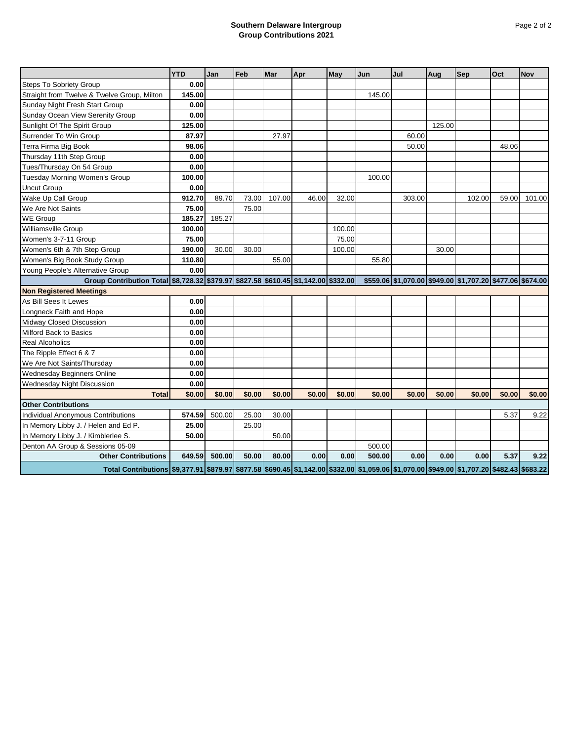**Southern Delaware Intergroup**
**Group Contributions 2021**

| | YTD | Jan | Feb | Mar | Apr | May | Jun | Jul | Aug | Sep | Oct | Nov |
|---|---|---|---|---|---|---|---|---|---|---|---|---|
| Steps To Sobriety Group | 0.00 | | | | | | | | | | | |
| Straight from Twelve & Twelve Group, Milton | 145.00 | | | | | | 145.00 | | | | | |
| Sunday Night Fresh Start Group | 0.00 | | | | | | | | | | | |
| Sunday Ocean View Serenity Group | 0.00 | | | | | | | | | | | |
| Sunlight Of The Spirit Group | 125.00 | | | | | | | | 125.00 | | | |
| Surrender To Win Group | 87.97 | | | 27.97 | | | | 60.00 | | | | |
| Terra Firma Big Book | 98.06 | | | | | | | 50.00 | | | 48.06 | |
| Thursday 11th Step Group | 0.00 | | | | | | | | | | | |
| Tues/Thursday On 54 Group | 0.00 | | | | | | | | | | | |
| Tuesday Morning Women's Group | 100.00 | | | | | | 100.00 | | | | | |
| Uncut Group | 0.00 | | | | | | | | | | | |
| Wake Up Call Group | 912.70 | 89.70 | 73.00 | 107.00 | 46.00 | 32.00 | | 303.00 | | 102.00 | 59.00 | 101.00 |
| We Are Not Saints | 75.00 | | 75.00 | | | | | | | | | |
| WE Group | 185.27 | 185.27 | | | | | | | | | | |
| Williamsville Group | 100.00 | | | | | 100.00 | | | | | | |
| Women's 3-7-11 Group | 75.00 | | | | | 75.00 | | | | | | |
| Women's 6th & 7th Step Group | 190.00 | 30.00 | 30.00 | | | 100.00 | | | 30.00 | | | |
| Women's Big Book Study Group | 110.80 | | | 55.00 | | | 55.80 | | | | | |
| Young People's Alternative Group | 0.00 | | | | | | | | | | | |
| **Group Contribution Total** | **$8,728.32** | **$379.97** | **$827.58** | **$610.45** | **$1,142.00** | **$332.00** | **$559.06** | **$1,070.00** | **$949.00** | **$1,707.20** | **$477.06** | **$674.00** |
| **Non Registered Meetings** | | | | | | | | | | | | |
| As Bill Sees It Lewes | 0.00 | | | | | | | | | | | |
| Longneck Faith and Hope | 0.00 | | | | | | | | | | | |
| Midway Closed Discussion | 0.00 | | | | | | | | | | | |
| Milford Back to Basics | 0.00 | | | | | | | | | | | |
| Real Alcoholics | 0.00 | | | | | | | | | | | |
| The Ripple Effect 6 & 7 | 0.00 | | | | | | | | | | | |
| We Are Not Saints/Thursday | 0.00 | | | | | | | | | | | |
| Wednesday Beginners Online | 0.00 | | | | | | | | | | | |
| Wednesday Night Discussion | 0.00 | | | | | | | | | | | |
| **Total** | **$0.00** | **$0.00** | **$0.00** | **$0.00** | **$0.00** | **$0.00** | **$0.00** | **$0.00** | **$0.00** | **$0.00** | **$0.00** | **$0.00** |
| **Other Contributions** | | | | | | | | | | | | |
| Individual Anonymous Contributions | 574.59 | 500.00 | 25.00 | 30.00 | | | | | | | 5.37 | 9.22 |
| In Memory Libby J. / Helen and Ed P. | 25.00 | | 25.00 | | | | | | | | | |
| In Memory Libby J. / Kimblerlee S. | 50.00 | | | 50.00 | | | | | | | | |
| Denton AA Group & Sessions 05-09 | | | | | | | 500.00 | | | | | |
| **Other Contributions** | **649.59** | **500.00** | **50.00** | **80.00** | **0.00** | **0.00** | **500.00** | **0.00** | **0.00** | **0.00** | **5.37** | **9.22** |
| **Total Contributions** | **$9,377.91** | **$879.97** | **$877.58** | **$690.45** | **$1,142.00** | **$332.00** | **$1,059.06** | **$1,070.00** | **$949.00** | **$1,707.20** | **$482.43** | **$683.22** |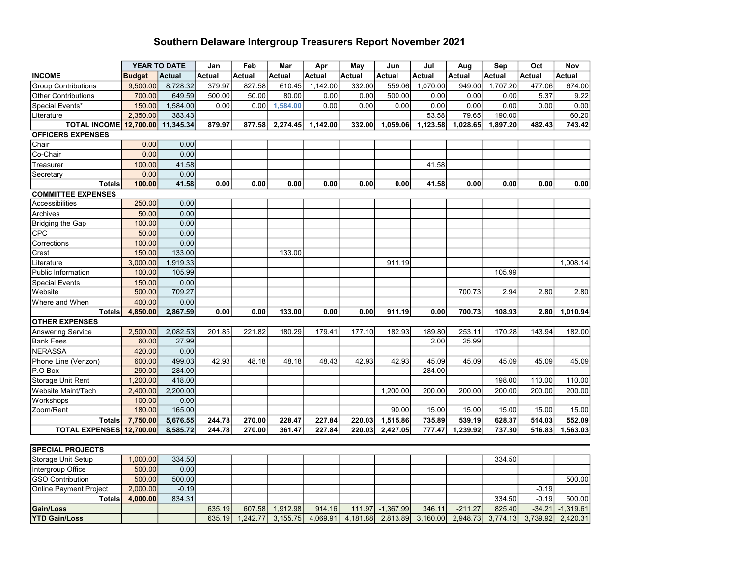# Southern Delaware Intergroup Treasurers Report November 2021

| | YEAR TO DATE | | Jan | Feb | Mar | Apr | May | Jun | Jul | Aug | Sep | Oct | Nov |
|---|---|---|---|---|---|---|---|---|---|---|---|---|---|
| **INCOME** | **Budget** | **Actual** | **Actual** | **Actual** | **Actual** | **Actual** | **Actual** | **Actual** | **Actual** | **Actual** | **Actual** | **Actual** | **Actual** |
| Group Contributions | 9,500.00 | 8,728.32 | 379.97 | 827.58 | 610.45 | 1,142.00 | 332.00 | 559.06 | 1,070.00 | 949.00 | 1,707.20 | 477.06 | 674.00 |
| Other Contributions | 700.00 | 649.59 | 500.00 | 50.00 | 80.00 | 0.00 | 0.00 | 500.00 | 0.00 | 0.00 | 0.00 | 5.37 | 9.22 |
| Special Events* | 150.00 | 1,584.00 | 0.00 | 0.00 | 1,584.00 | 0.00 | 0.00 | 0.00 | 0.00 | 0.00 | 0.00 | 0.00 | 0.00 |
| Literature | 2,350.00 | 383.43 | | | | | | | 53.58 | 79.65 | 190.00 | | 60.20 |
| **TOTAL INCOME** | **12,700.00** | **11,345.34** | **879.97** | **877.58** | **2,274.45** | **1,142.00** | **332.00** | **1,059.06** | **1,123.58** | **1,028.65** | **1,897.20** | **482.43** | **743.42** |
| **OFFICERS EXPENSES** | | | | | | | | | | | | | |
| Chair | 0.00 | 0.00 | | | | | | | | | | | |
| Co-Chair | 0.00 | 0.00 | | | | | | | | | | | |
| Treasurer | 100.00 | 41.58 | | | | | | | 41.58 | | | | |
| Secretary | 0.00 | 0.00 | | | | | | | | | | | |
| **Totals** | **100.00** | **41.58** | **0.00** | **0.00** | **0.00** | **0.00** | **0.00** | **0.00** | **41.58** | **0.00** | **0.00** | **0.00** | **0.00** |
| **COMMITTEE EXPENSES** | | | | | | | | | | | | | |
| Accessibilities | 250.00 | 0.00 | | | | | | | | | | | |
| Archives | 50.00 | 0.00 | | | | | | | | | | | |
| Bridging the Gap | 100.00 | 0.00 | | | | | | | | | | | |
| CPC | 50.00 | 0.00 | | | | | | | | | | | |
| Corrections | 100.00 | 0.00 | | | | | | | | | | | |
| Crest | 150.00 | 133.00 | | | 133.00 | | | | | | | | |
| Literature | 3,000.00 | 1,919.33 | | | | | | 911.19 | | | | | 1,008.14 |
| Public Information | 100.00 | 105.99 | | | | | | | | | 105.99 | | |
| Special Events | 150.00 | 0.00 | | | | | | | | | | | |
| Website | 500.00 | 709.27 | | | | | | | | 700.73 | 2.94 | 2.80 | 2.80 |
| Where and When | 400.00 | 0.00 | | | | | | | | | | | |
| **Totals** | **4,850.00** | **2,867.59** | **0.00** | **0.00** | **133.00** | **0.00** | **0.00** | **911.19** | **0.00** | **700.73** | **108.93** | **2.80** | **1,010.94** |
| **OTHER EXPENSES** | | | | | | | | | | | | | |
| Answering Service | 2,500.00 | 2,082.53 | 201.85 | 221.82 | 180.29 | 179.41 | 177.10 | 182.93 | 189.80 | 253.11 | 170.28 | 143.94 | 182.00 |
| Bank Fees | 60.00 | 27.99 | | | | | | | 2.00 | 25.99 | | | |
| NERASSA | 420.00 | 0.00 | | | | | | | | | | | |
| Phone Line (Verizon) | 600.00 | 499.03 | 42.93 | 48.18 | 48.18 | 48.43 | 42.93 | 42.93 | 45.09 | 45.09 | 45.09 | 45.09 | 45.09 |
| P.O Box | 290.00 | 284.00 | | | | | | | 284.00 | | | | |
| Storage Unit Rent | 1,200.00 | 418.00 | | | | | | | | | 198.00 | 110.00 | 110.00 |
| Website Maint/Tech | 2,400.00 | 2,200.00 | | | | | | 1,200.00 | 200.00 | 200.00 | 200.00 | 200.00 | 200.00 |
| Workshops | 100.00 | 0.00 | | | | | | | | | | | |
| Zoom/Rent | 180.00 | 165.00 | | | | | | 90.00 | 15.00 | 15.00 | 15.00 | 15.00 | 15.00 |
| **Totals** | **7,750.00** | **5,676.55** | **244.78** | **270.00** | **228.47** | **227.84** | **220.03** | **1,515.86** | **735.89** | **539.19** | **628.37** | **514.03** | **552.09** |
| **TOTAL EXPENSES** | **12,700.00** | **8,585.72** | **244.78** | **270.00** | **361.47** | **227.84** | **220.03** | **2,427.05** | **777.47** | **1,239.92** | **737.30** | **516.83** | **1,563.03** |
| **SPECIAL PROJECTS** | | | | | | | | | | | | | |
| Storage Unit Setup | 1,000.00 | 334.50 | | | | | | | | | 334.50 | | |
| Intergroup Office | 500.00 | 0.00 | | | | | | | | | | | |
| GSO Contribution | 500.00 | 500.00 | | | | | | | | | | | 500.00 |
| Online Payment Project | 2,000.00 | -0.19 | | | | | | | | | | -0.19 | |
| **Totals** | **4,000.00** | 834.31 | | | | | | | | | 334.50 | -0.19 | 500.00 |
| **Gain/Loss** | | | 635.19 | 607.58 | 1,912.98 | 914.16 | 111.97 | -1,367.99 | 346.11 | -211.27 | 825.40 | -34.21 | -1,319.61 |
| **YTD Gain/Loss** | | | 635.19 | 1,242.77 | 3,155.75 | 4,069.91 | 4,181.88 | 2,813.89 | 3,160.00 | 2,948.73 | 3,774.13 | 3,739.92 | 2,420.31 |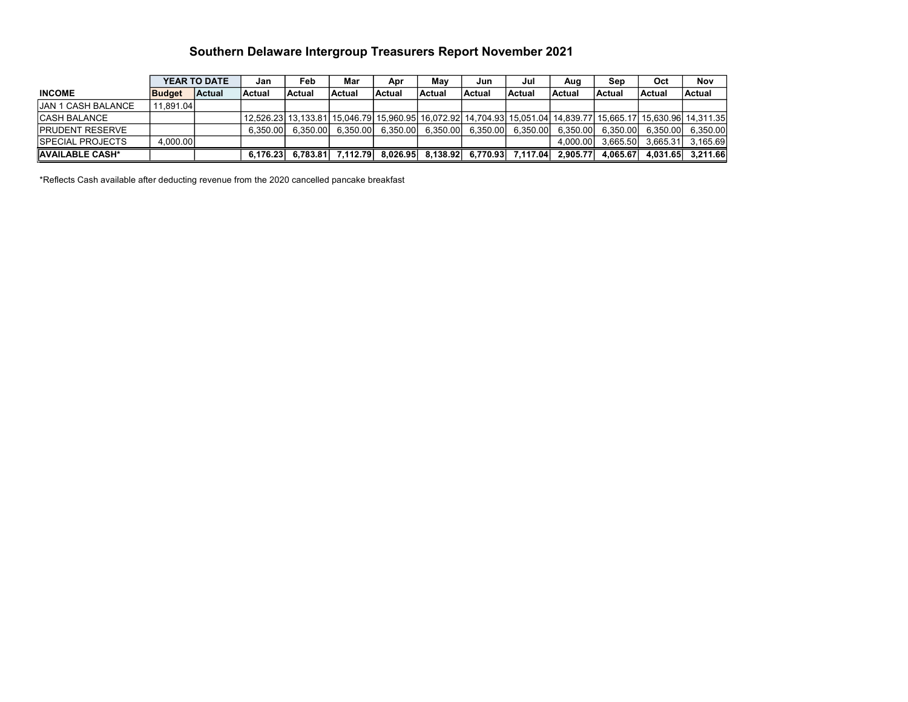## Southern Delaware Intergroup Treasurers Report November 2021

| | YEAR TO DATE | | Jan | Feb | Mar | Apr | May | Jun | Jul | Aug | Sep | Oct | Nov |
|---|---|---|---|---|---|---|---|---|---|---|---|---|---|
| **INCOME** | **Budget** | **Actual** | **Actual** | **Actual** | **Actual** | **Actual** | **Actual** | **Actual** | **Actual** | **Actual** | **Actual** | **Actual** | **Actual** |
| JAN 1 CASH BALANCE | 11,891.04 | | | | | | | | | | | | |
| CASH BALANCE | | | 12,526.23 | 13,133.81 | 15,046.79 | 15,960.95 | 16,072.92 | 14,704.93 | 15,051.04 | 14,839.77 | 15,665.17 | 15,630.96 | 14,311.35 |
| PRUDENT RESERVE | | | 6,350.00 | 6,350.00 | 6,350.00 | 6,350.00 | 6,350.00 | 6,350.00 | 6,350.00 | 6,350.00 | 6,350.00 | 6,350.00 | 6,350.00 |
| SPECIAL PROJECTS | 4,000.00 | | | | | | | | | 4,000.00 | 3,665.50 | 3,665.31 | 3,165.69 |
| **AVAILABLE CASH*** | | | **6,176.23** | **6,783.81** | **7,112.79** | **8,026.95** | **8,138.92** | **6,770.93** | **7,117.04** | **2,905.77** | **4,065.67** | **4,031.65** | **3,211.66** |

*Reflects Cash available after deducting revenue from the 2020 cancelled pancake breakfast